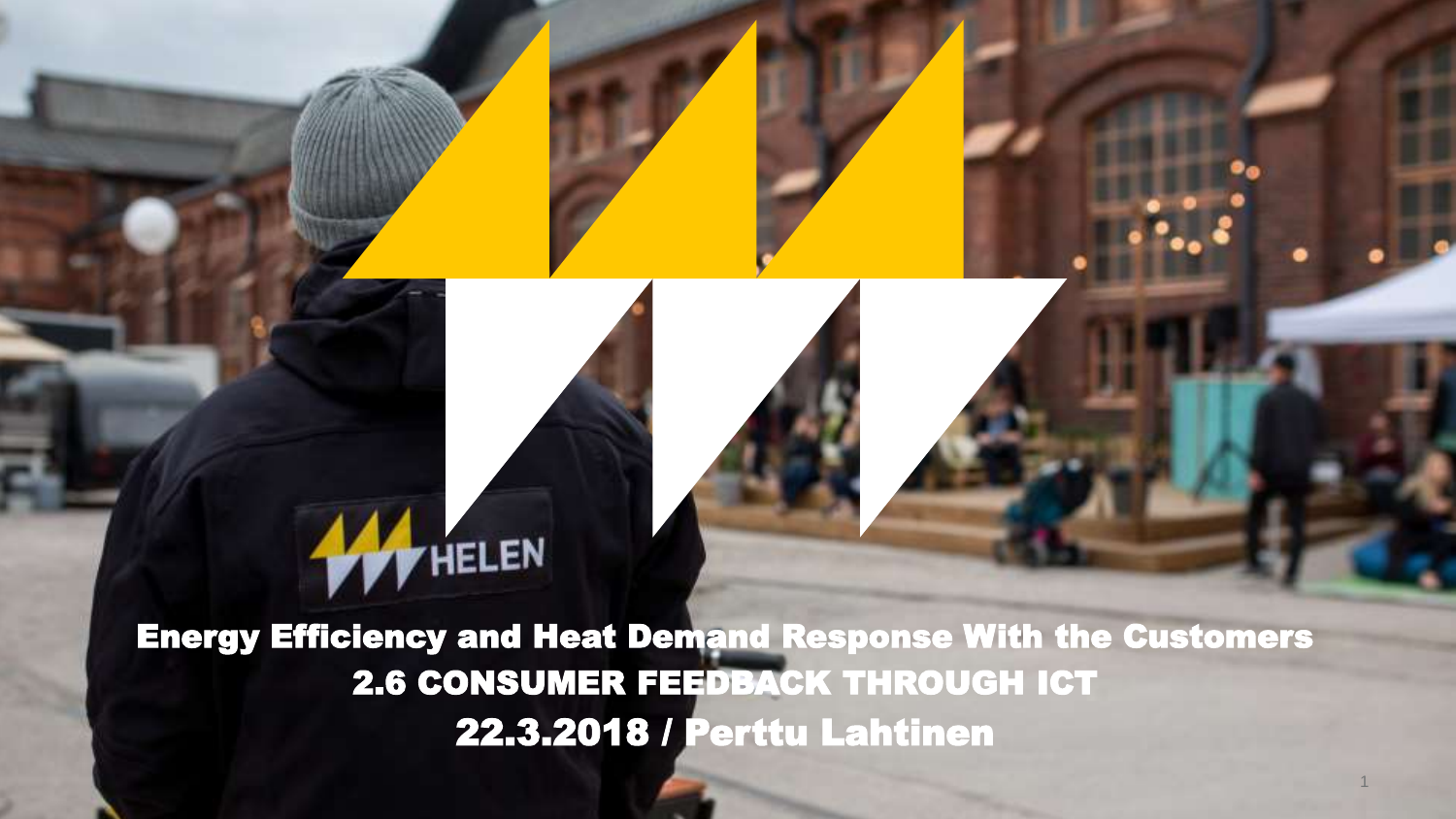# Energy Efficiency and Heat Demand Response With the Customers

## 2.6 CONSUMER FEEDBACK THROUGH ICT

22.3.2018 / Perttu Lahtinen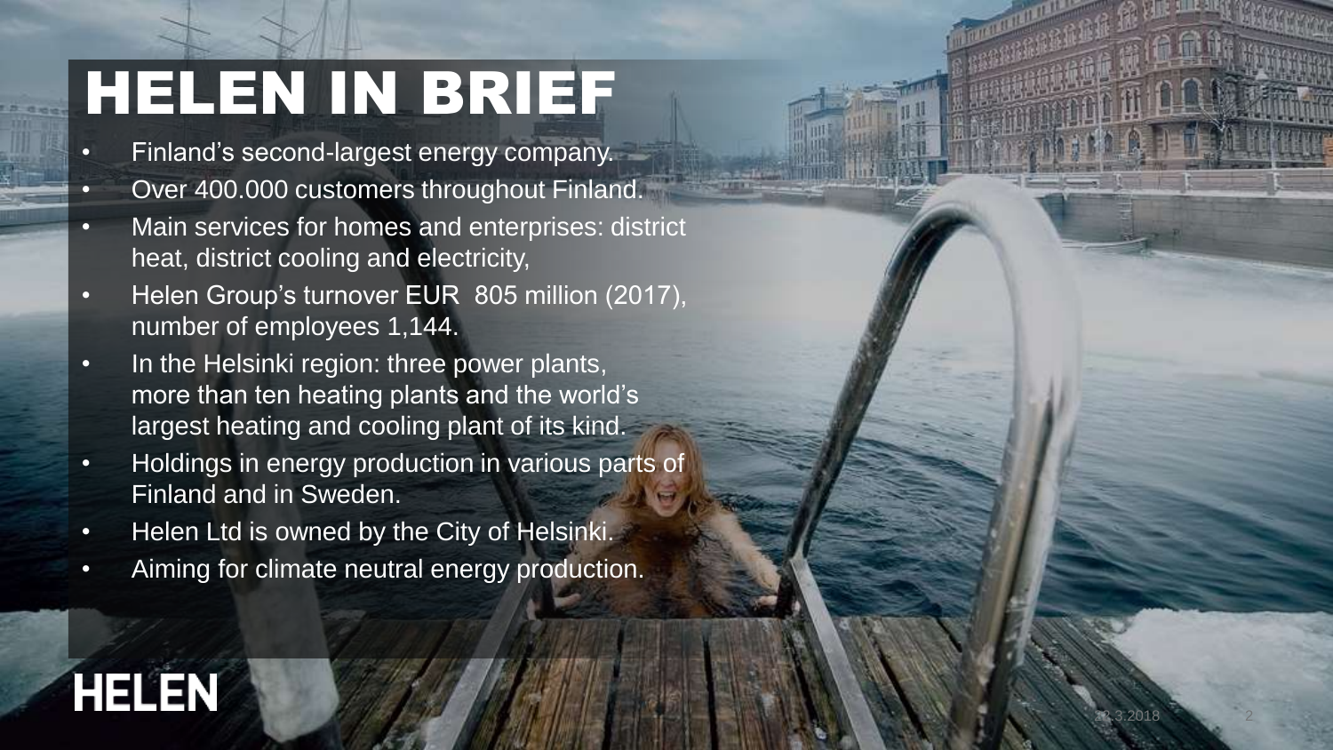# HELEN IN BRIEF

- Finland's second-largest energy company.
- Over 400.000 customers throughout Finland.
- Main services for homes and enterprises: district heat, district cooling and electricity,
- Helen Group's turnover EUR 805 million (2017), number of employees 1,144.
- In the Helsinki region: three power plants, more than ten heating plants and the world's largest heating and cooling plant of its kind.
- Holdings in energy production in various parts of Finland and in Sweden.
- Helen Ltd is owned by the City of Helsinki.
- Aiming for climate neutral energy production.

HELEN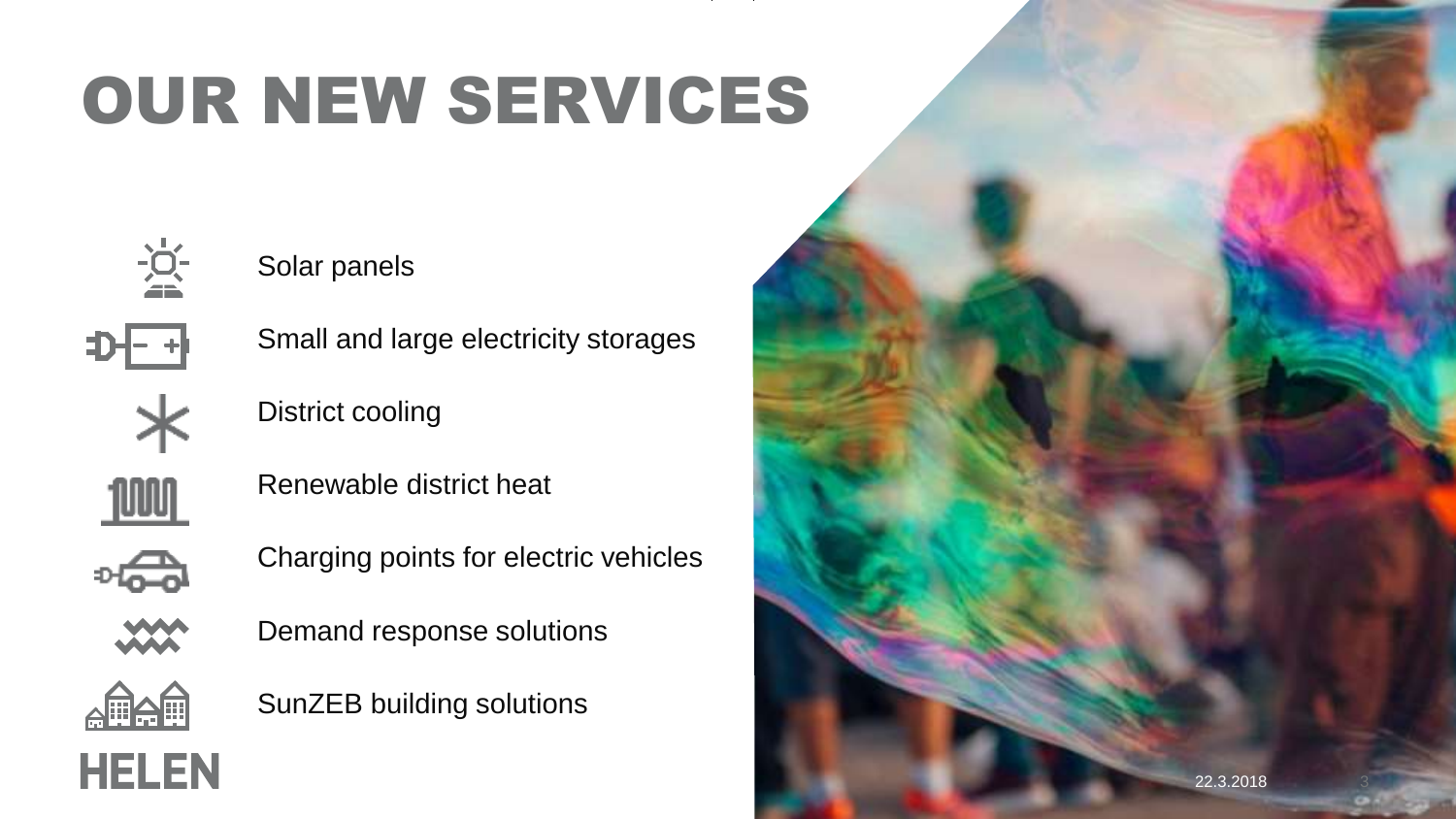# OUR NEW SERVICES

- Solar panels
- Small and large electricity storages
- District cooling
- Renewable district heat
- Charging points for electric vehicles
- Demand response solutions
- SunZEB building solutions

HELEN

22.3.2018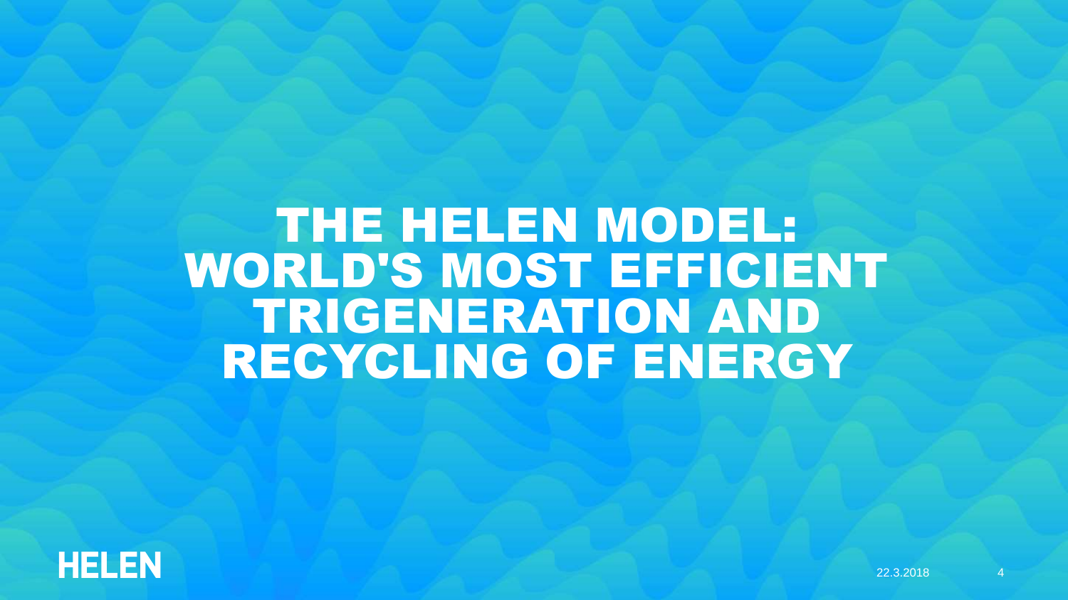# THE HELEN MODEL: WORLD'S MOST EFFICIENT TRIGENERATION AND RECYCLING OF ENERGY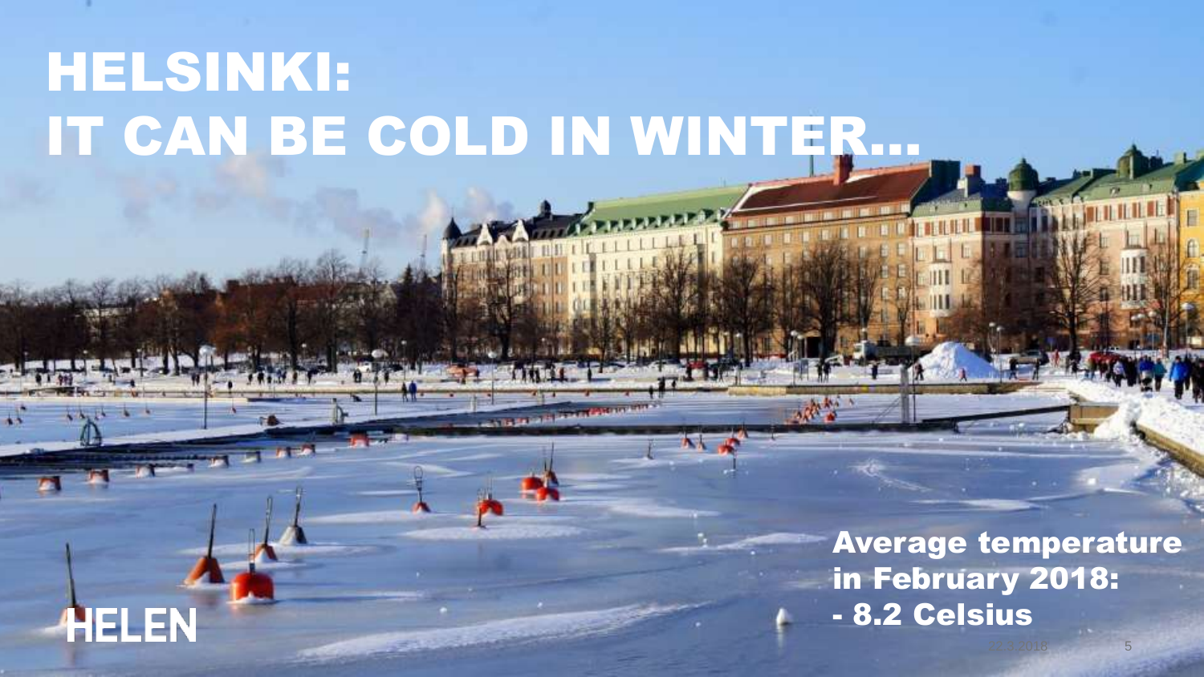# HELSINKI:
# IT CAN BE COLD IN WINTER…

**Average temperature in February 2018: - 8.2 Celsius**

HELEN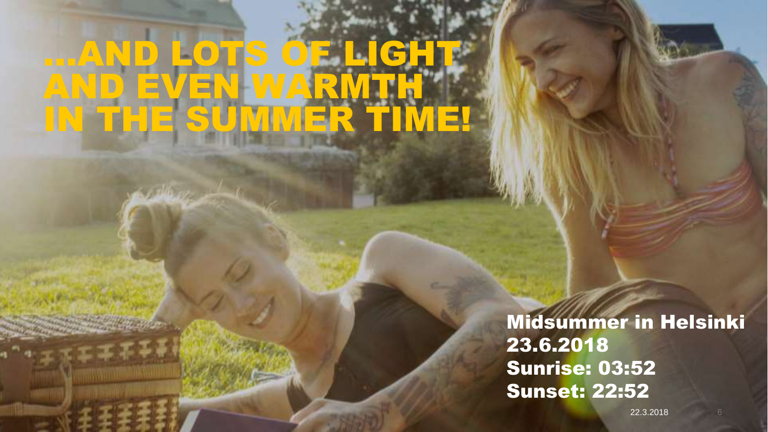# ...AND LOTS OF LIGHT AND EVEN WARMTH IN THE SUMMER TIME!

**Midsummer in Helsinki**
**23.6.2018**
**Sunrise: 03:52**
**Sunset: 22:52**

22.3.2018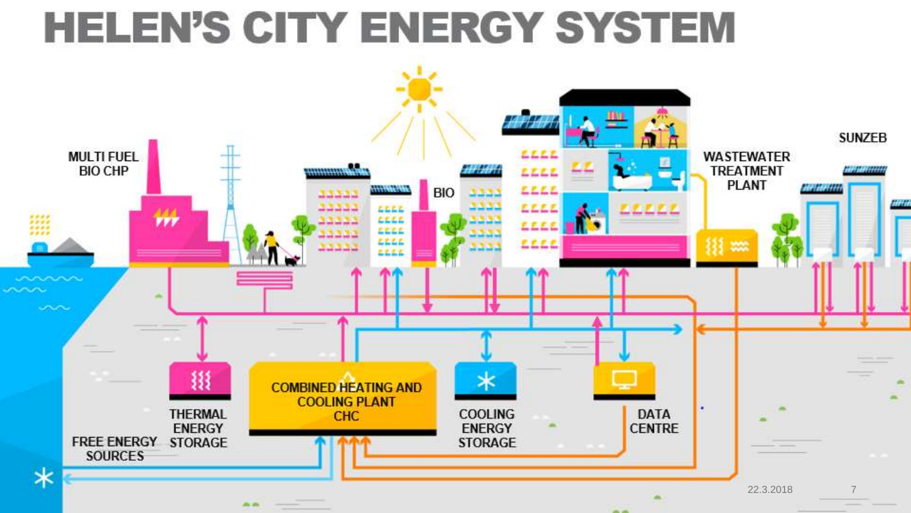# HELEN'S CITY ENERGY SYSTEM

MULTI FUEL BIO CHP

BIO

WASTEWATER TREATMENT PLANT

SUNZEB

THERMAL ENERGY STORAGE

COMBINED HEATING AND COOLING PLANT CHC

COOLING ENERGY STORAGE

DATA CENTRE

FREE ENERGY SOURCES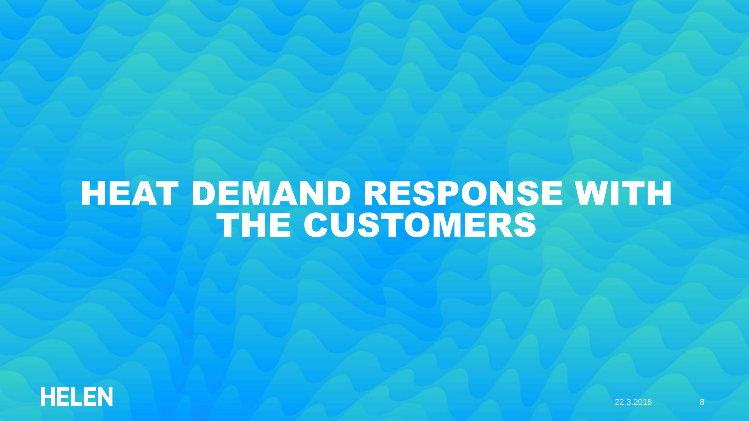# HEAT DEMAND RESPONSE WITH THE CUSTOMERS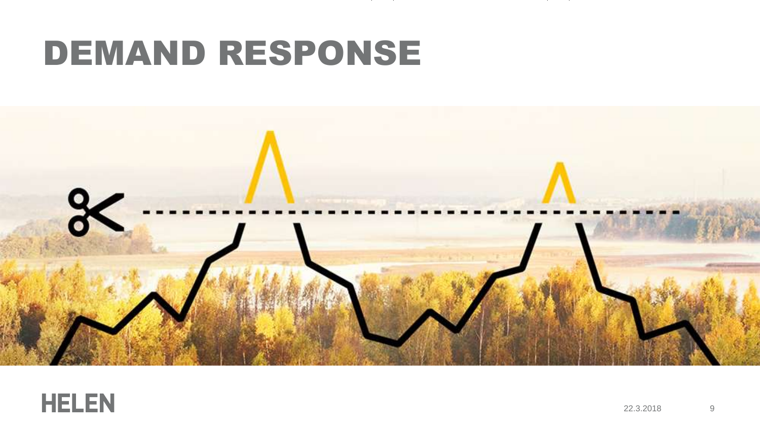# DEMAND RESPONSE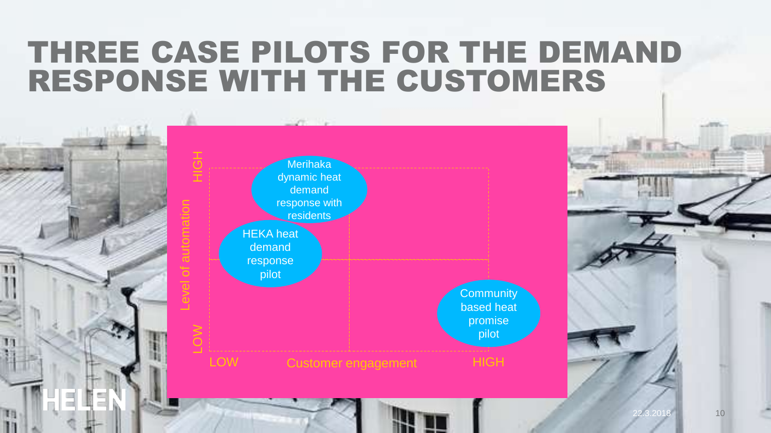# THREE CASE PILOTS FOR THE DEMAND RESPONSE WITH THE CUSTOMERS

Level of automation: LOW – HIGH

Customer engagement: LOW – HIGH

- Merihaka dynamic heat demand response with residents
- HEKA heat demand response pilot
- Community based heat promise pilot

HELEN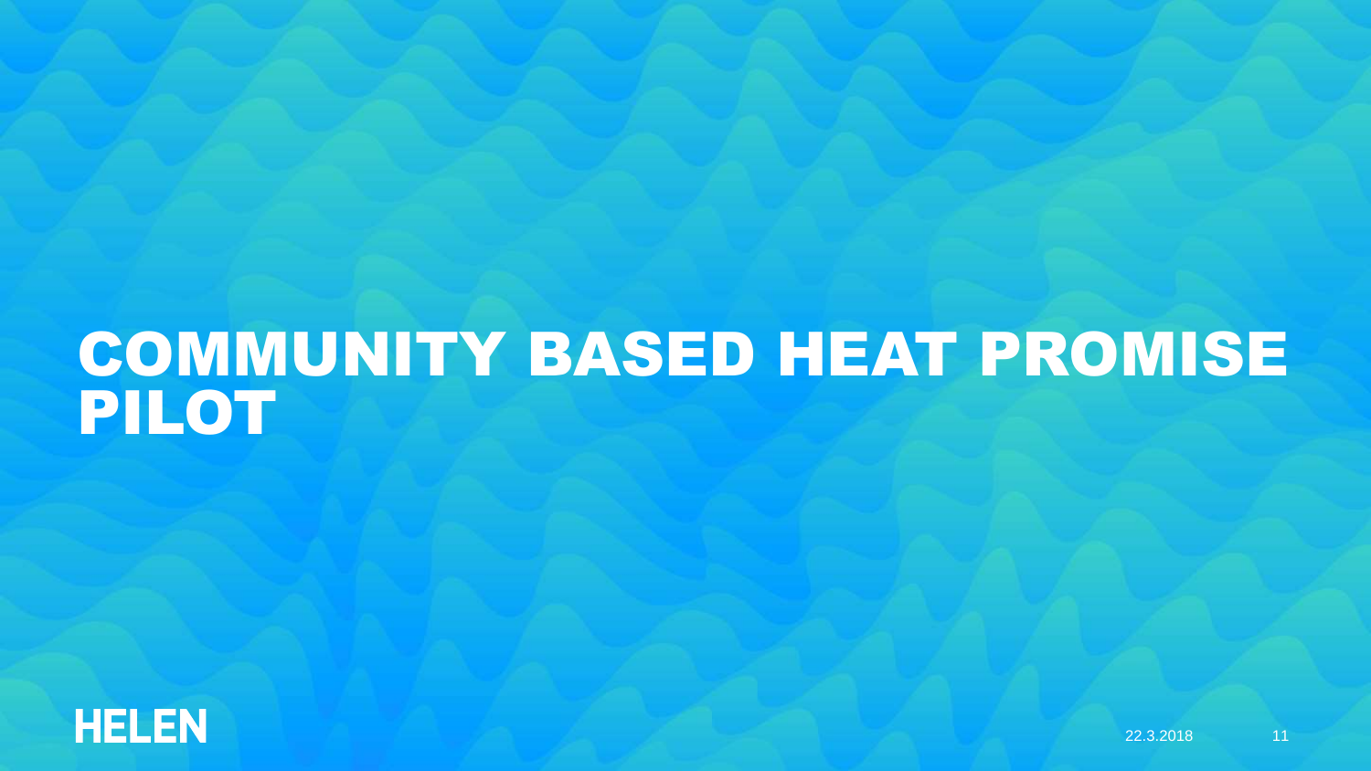# COMMUNITY BASED HEAT PROMISE PILOT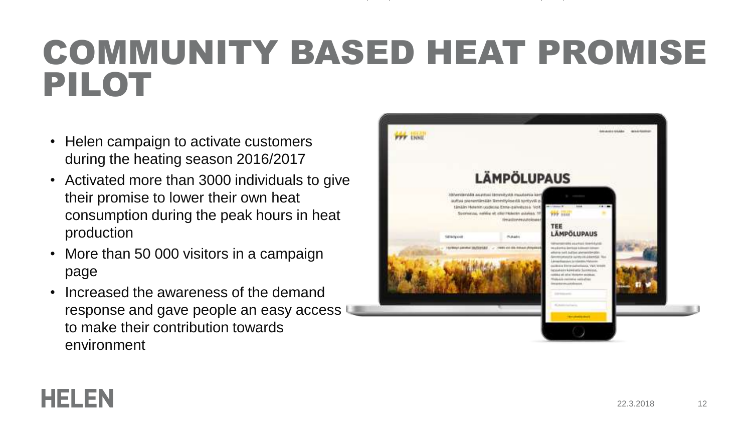# COMMUNITY BASED HEAT PROMISE PILOT

- Helen campaign to activate customers during the heating season 2016/2017
- Activated more than 3000 individuals to give their promise to lower their own heat consumption during the peak hours in heat production
- More than 50 000 visitors in a campaign page
- Increased the awareness of the demand response and gave people an easy access to make their contribution towards environment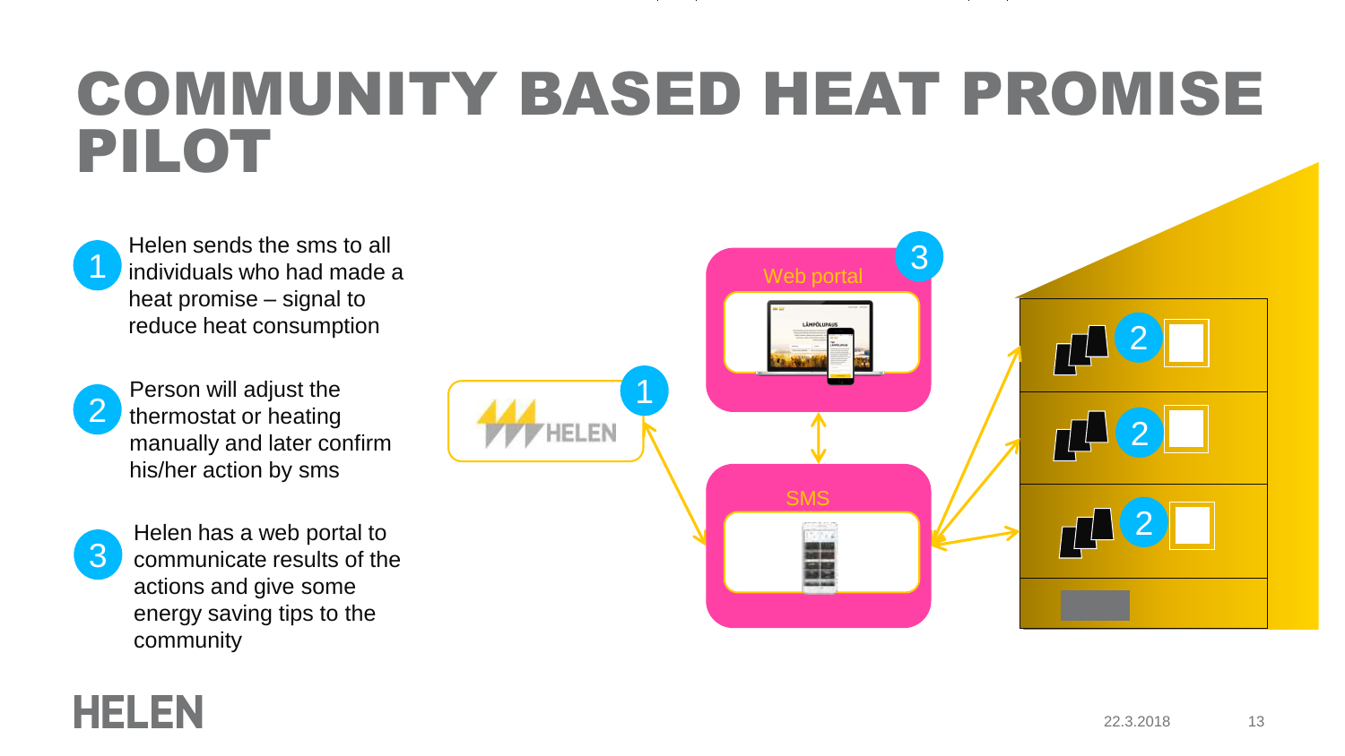# COMMUNITY BASED HEAT PROMISE PILOT

1. Helen sends the sms to all individuals who had made a heat promise – signal to reduce heat consumption

2. Person will adjust the thermostat or heating manually and later confirm his/her action by sms

3. Helen has a web portal to communicate results of the actions and give some energy saving tips to the community

Web portal

SMS

HELEN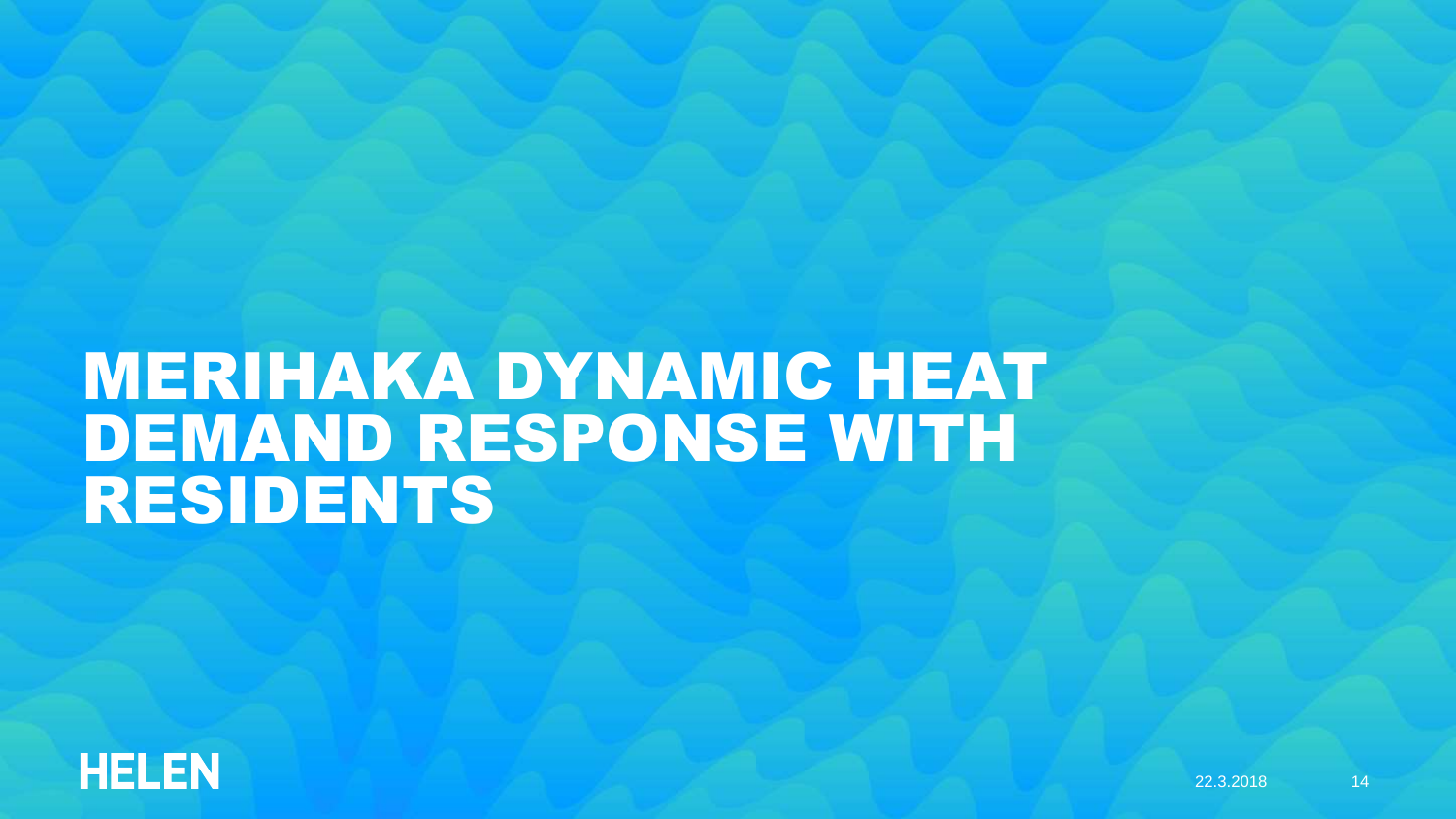# MERIHAKA DYNAMIC HEAT DEMAND RESPONSE WITH RESIDENTS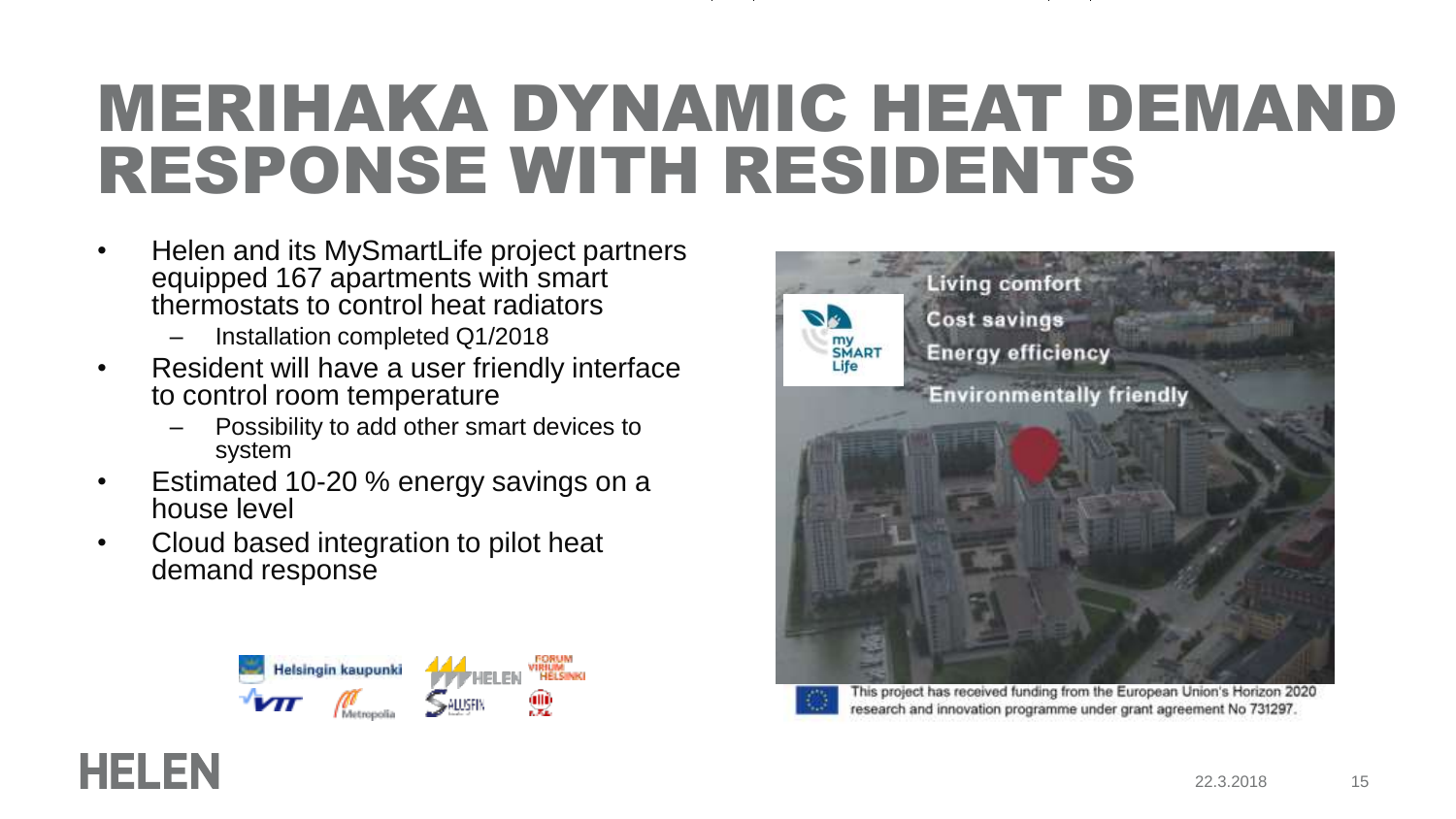# MERIHAKA DYNAMIC HEAT DEMAND RESPONSE WITH RESIDENTS

- Helen and its MySmartLife project partners equipped 167 apartments with smart thermostats to control heat radiators
  - Installation completed Q1/2018
- Resident will have a user friendly interface to control room temperature
  - Possibility to add other smart devices to system
- Estimated 10-20 % energy savings on a house level
- Cloud based integration to pilot heat demand response

Living comfort
Cost savings
Energy efficiency
Environmentally friendly

This project has received funding from the European Union's Horizon 2020 research and innovation programme under grant agreement No 731297.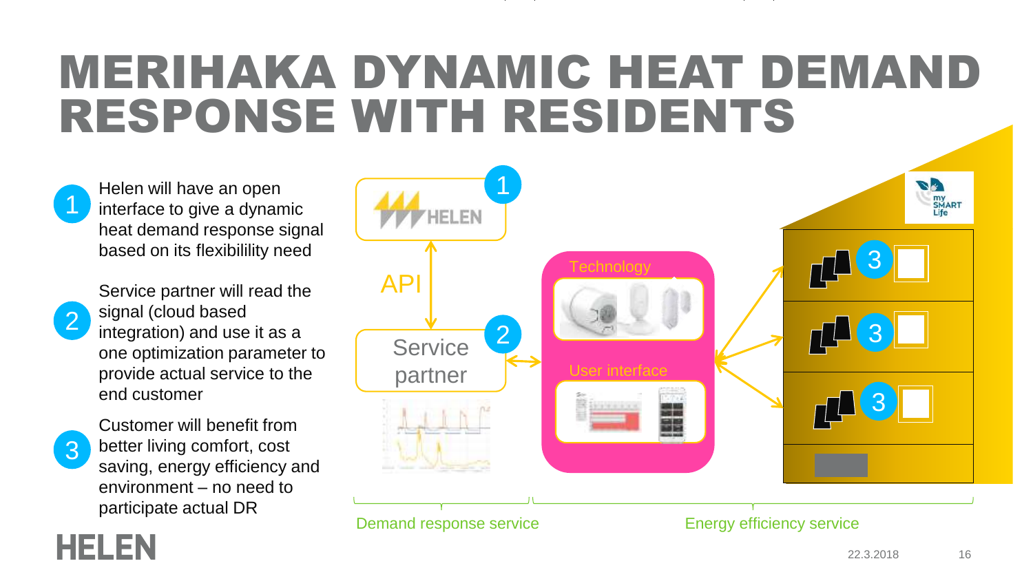# MERIHAKA DYNAMIC HEAT DEMAND RESPONSE WITH RESIDENTS

1. Helen will have an open interface to give a dynamic heat demand response signal based on its flexibilility need
2. Service partner will read the signal (cloud based integration) and use it as a one optimization parameter to provide actual service to the end customer
3. Customer will benefit from better living comfort, cost saving, energy efficiency and environment – no need to participate actual DR

HELEN

API

Service partner

Technology

User interface

my SMART Life

Demand response service

Energy efficiency service

22.3.2018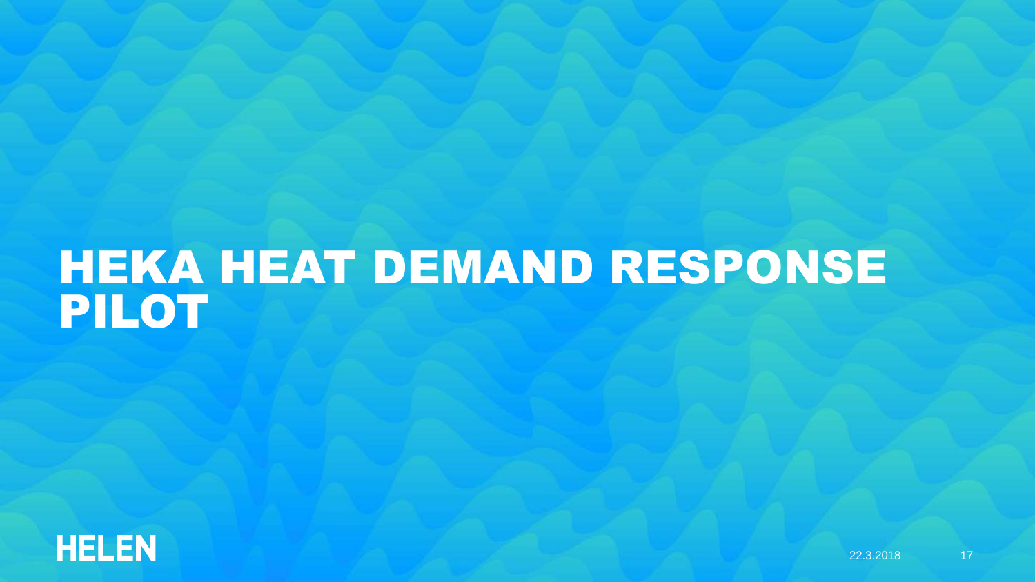# HEKA HEAT DEMAND RESPONSE PILOT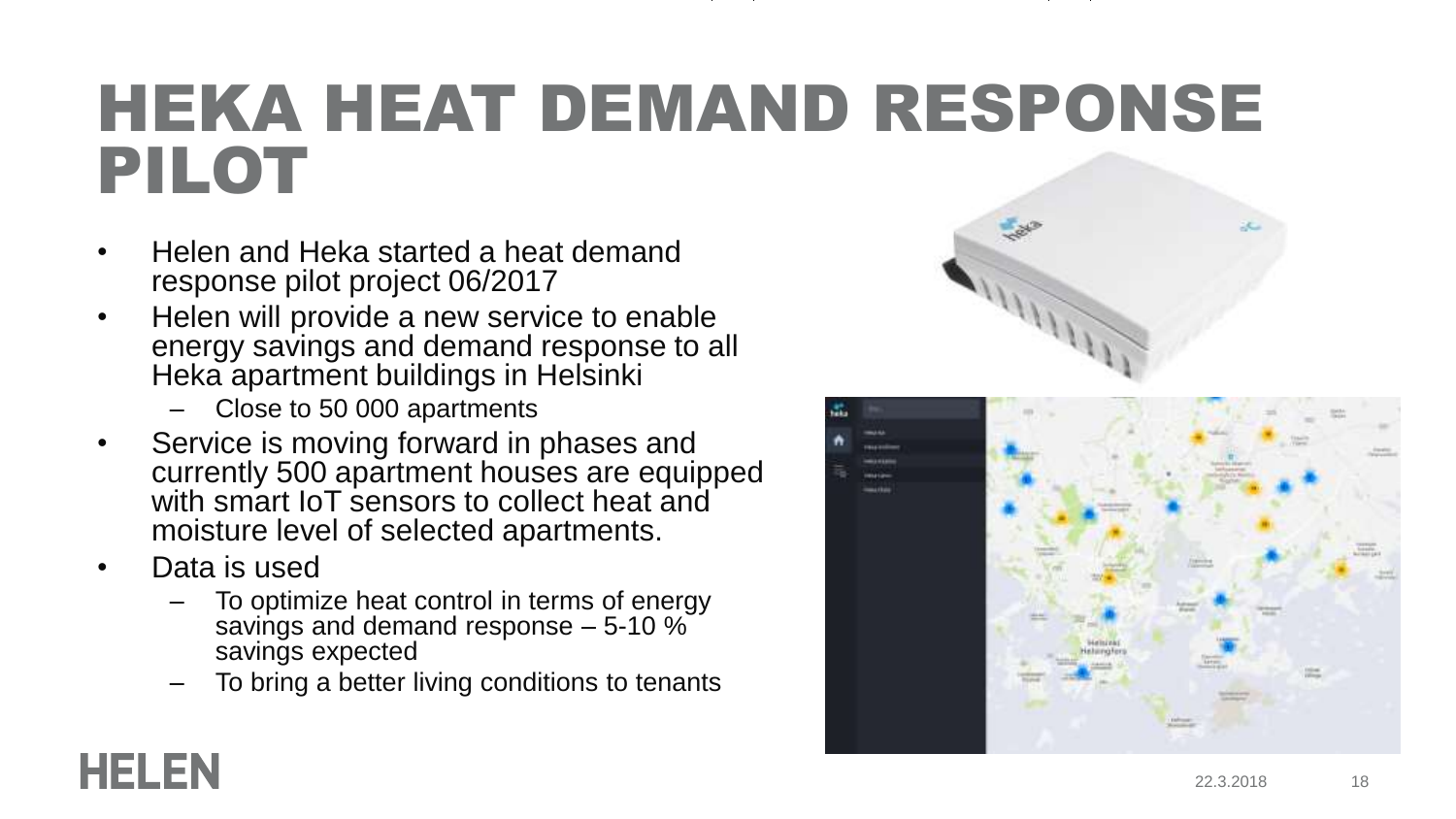# HEKA HEAT DEMAND RESPONSE PILOT

- Helen and Heka started a heat demand response pilot project 06/2017
- Helen will provide a new service to enable energy savings and demand response to all Heka apartment buildings in Helsinki
  - Close to 50 000 apartments
- Service is moving forward in phases and currently 500 apartment houses are equipped with smart IoT sensors to collect heat and moisture level of selected apartments.
- Data is used
  - To optimize heat control in terms of energy savings and demand response – 5-10 % savings expected
  - To bring a better living conditions to tenants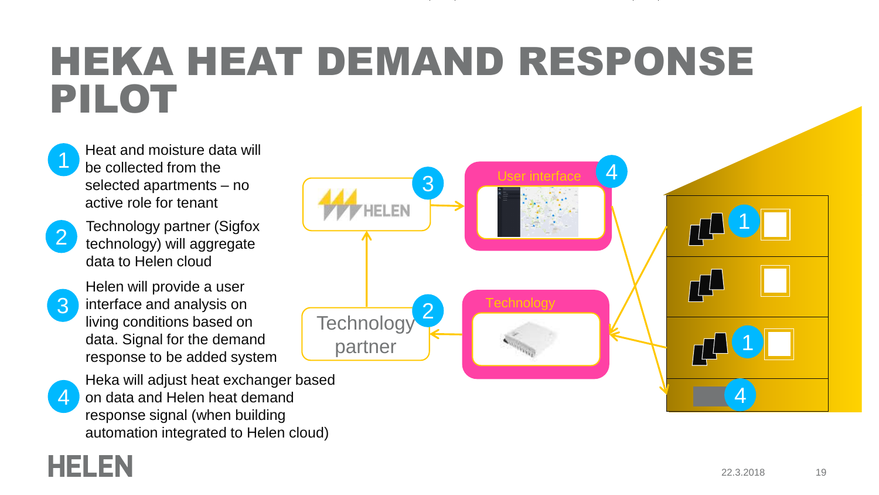# HEKA HEAT DEMAND RESPONSE PILOT

1. Heat and moisture data will be collected from the selected apartments – no active role for tenant
2. Technology partner (Sigfox technology) will aggregate data to Helen cloud
3. Helen will provide a user interface and analysis on living conditions based on data. Signal for the demand response to be added system
4. Heka will adjust heat exchanger based on data and Helen heat demand response signal (when building automation integrated to Helen cloud)

User interface

Technology

Technology partner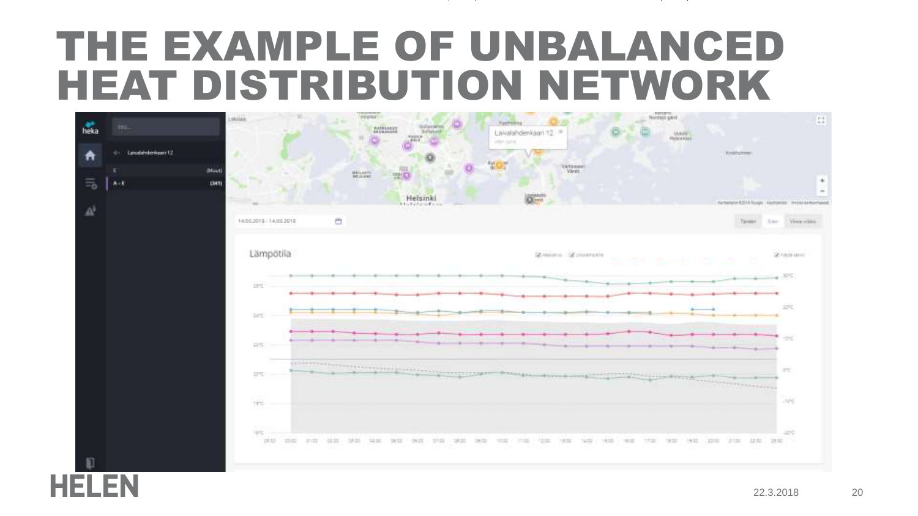# THE EXAMPLE OF UNBALANCED HEAT DISTRIBUTION NETWORK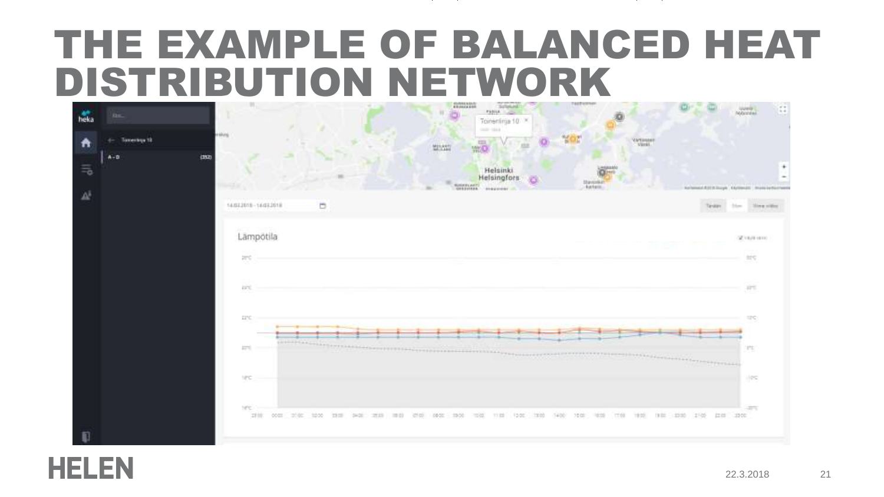# THE EXAMPLE OF BALANCED HEAT DISTRIBUTION NETWORK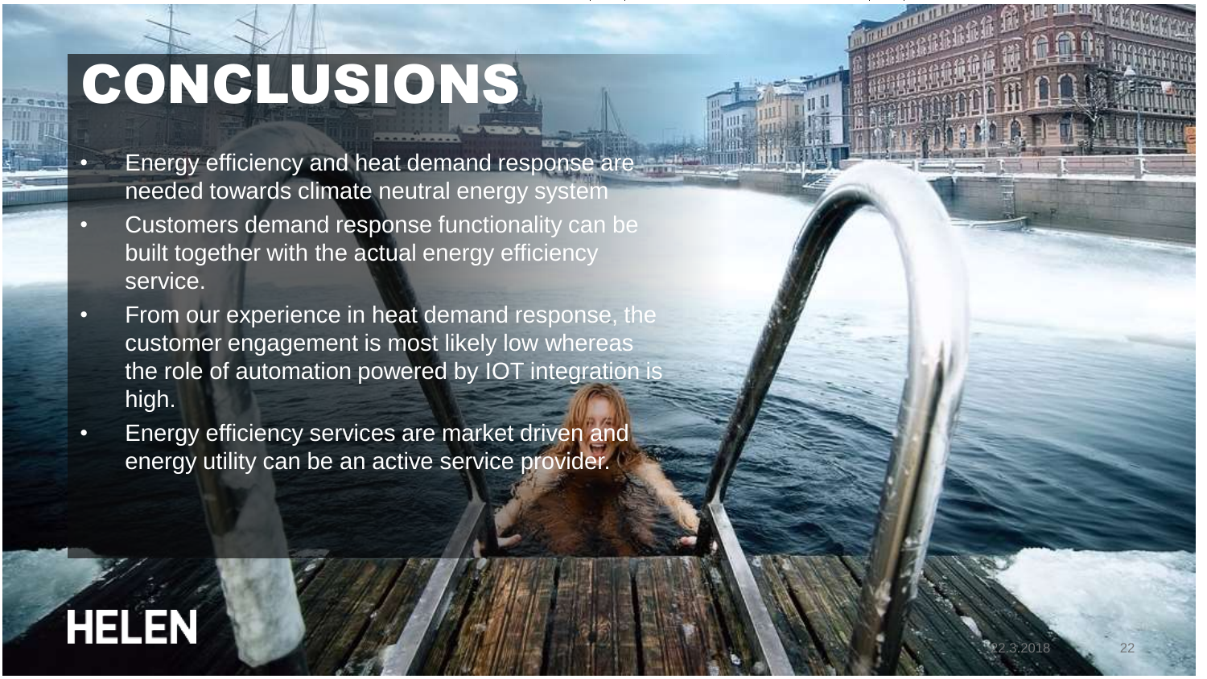# CONCLUSIONS

- Energy efficiency and heat demand response are needed towards climate neutral energy system
- Customers demand response functionality can be built together with the actual energy efficiency service.
- From our experience in heat demand response, the customer engagement is most likely low whereas the role of automation powered by IOT integration is high.
- Energy efficiency services are market driven and energy utility can be an active service provider.

HELEN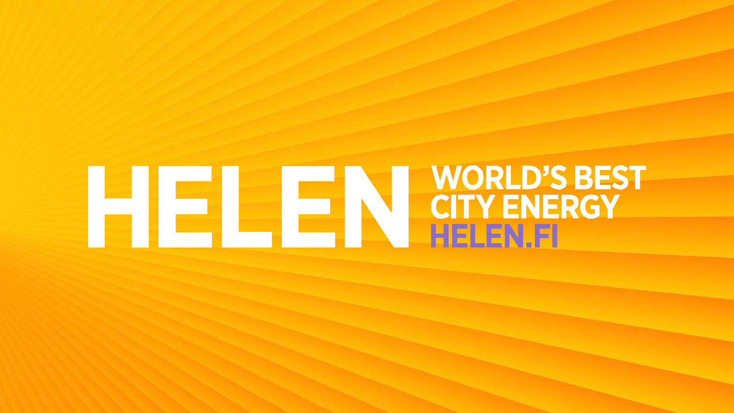# HELEN

WORLD'S BEST
CITY ENERGY
HELEN.FI